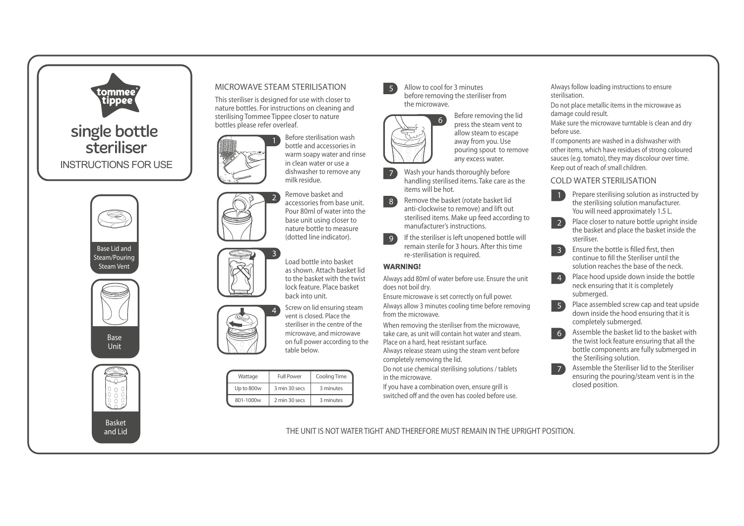# tommee tippee

# single bottle steriliser

## INSTRUCTIONS FOR USE

Base Lid and Steam/Pouring Steam Vent

Base Unit

Basket and Lid

## MICROWAVE STEAM STERILISATION

This steriliser is designed for use with closer to nature bottles. For instructions on cleaning and sterilising Tommee Tippee closer to nature bottles please refer overleaf.

1. Before sterilisation wash bottle and accessories in warm soapy water and rinse in clean water or use a dishwasher to remove any milk residue.
2. Remove basket and accessories from base unit. Pour 80ml of water into the base unit using closer to nature bottle to measure (dotted line indicator).
3. Load bottle into basket as shown. Attach basket lid to the basket with the twist lock feature. Place basket back into unit.
4. Screw on lid ensuring steam vent is closed. Place the steriliser in the centre of the microwave, and microwave on full power according to the table below.

| Wattage | Full Power | Cooling Time |
|---|---|---|
| Up to 800w | 3 min 30 secs | 3 minutes |
| 801-1000w | 2 min 30 secs | 3 minutes |

5. Allow to cool for 3 minutes before removing the steriliser from the microwave.
6. Before removing the lid press the steam vent to allow steam to escape away from you. Use pouring spout to remove any excess water.
7. Wash your hands thoroughly before handling sterilised items. Take care as the items will be hot.
8. Remove the basket (rotate basket lid anti-clockwise to remove) and lift out sterilised items. Make up feed according to manufacturer's instructions.
9. If the steriliser is left unopened bottle will remain sterile for 3 hours. After this time re-sterilisation is required.

### WARNING!

Always add 80ml of water before use. Ensure the unit does not boil dry.

Ensure microwave is set correctly on full power.

Always allow 3 minutes cooling time before removing from the microwave.

When removing the steriliser from the microwave, take care, as unit will contain hot water and steam. Place on a hard, heat resistant surface.

Always release steam using the steam vent before completely removing the lid.

Do not use chemical sterilising solutions / tablets in the microwave.

If you have a combination oven, ensure grill is switched off and the oven has cooled before use.

Always follow loading instructions to ensure sterilisation.

Do not place metallic items in the microwave as damage could result.

Make sure the microwave turntable is clean and dry before use.

If components are washed in a dishwasher with other items, which have residues of strong coloured sauces (e.g. tomato), they may discolour over time.

Keep out of reach of small children.

## COLD WATER STERILISATION

1. Prepare sterilising solution as instructed by the sterilising solution manufacturer. You will need approximately 1.5 L.
2. Place closer to nature bottle upright inside the basket and place the basket inside the steriliser.
3. Ensure the bottle is filled first, then continue to fill the Steriliser until the solution reaches the base of the neck.
4. Place hood upside down inside the bottle neck ensuring that it is completely submerged.
5. Place assembled screw cap and teat upside down inside the hood ensuring that it is completely submerged.
6. Assemble the basket lid to the basket with the twist lock feature ensuring that all the bottle components are fully submerged in the Sterilising solution.
7. Assemble the Steriliser lid to the Steriliser ensuring the pouring/steam vent is in the closed position.

THE UNIT IS NOT WATER TIGHT AND THEREFORE MUST REMAIN IN THE UPRIGHT POSITION.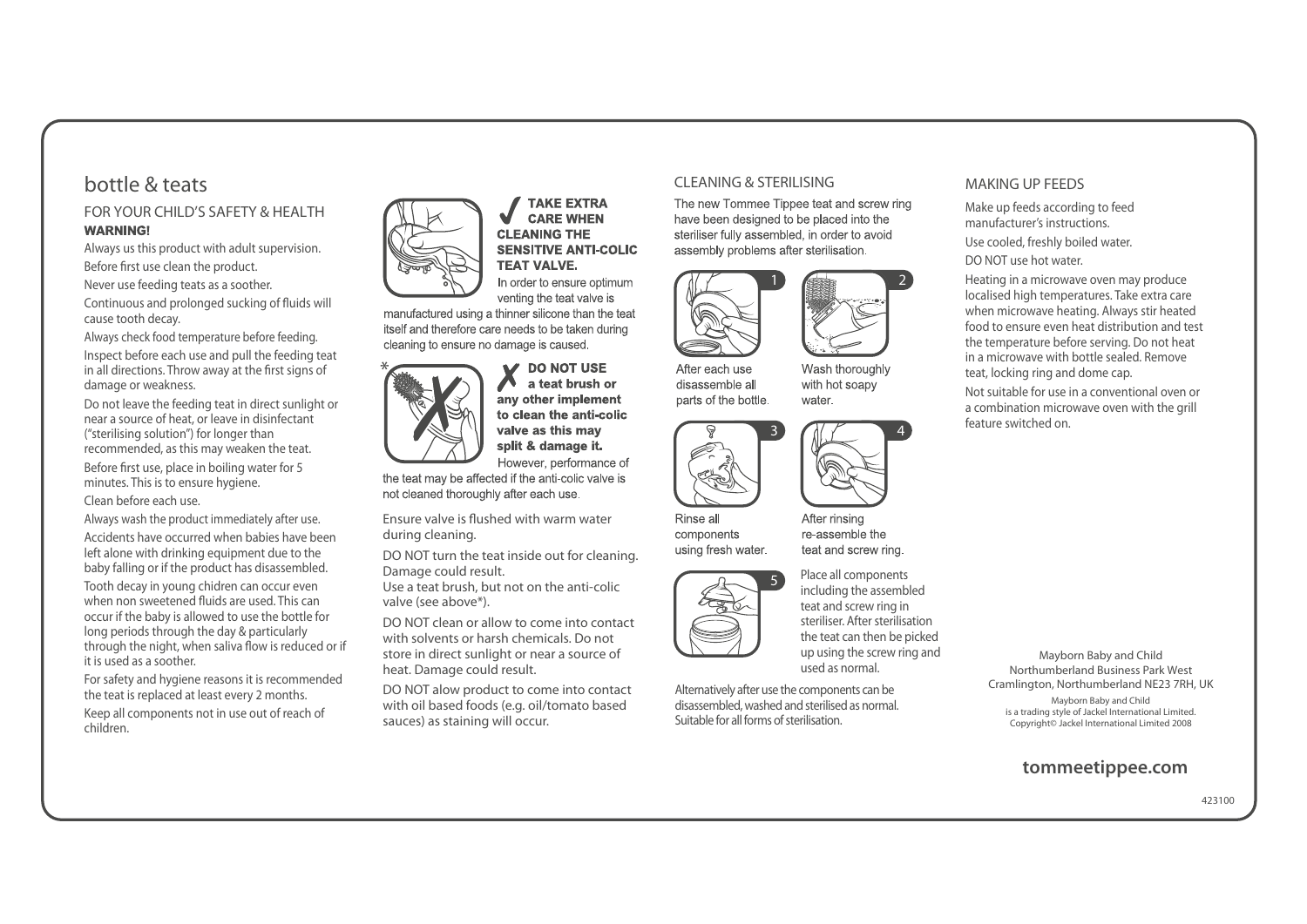# bottle & teats

## FOR YOUR CHILD'S SAFETY & HEALTH

**WARNING!**

Always us this product with adult supervision.

Before first use clean the product.

Never use feeding teats as a soother.

Continuous and prolonged sucking of fluids will cause tooth decay.

Always check food temperature before feeding.

Inspect before each use and pull the feeding teat in all directions. Throw away at the first signs of damage or weakness.

Do not leave the feeding teat in direct sunlight or near a source of heat, or leave in disinfectant ("sterilising solution") for longer than recommended, as this may weaken the teat.

Before first use, place in boiling water for 5 minutes. This is to ensure hygiene.

Clean before each use.

Always wash the product immediately after use.

Accidents have occurred when babies have been left alone with drinking equipment due to the baby falling or if the product has disassembled.

Tooth decay in young chidren can occur even when non sweetened fluids are used. This can occur if the baby is allowed to use the bottle for long periods through the day & particularly through the night, when saliva flow is reduced or if it is used as a soother.

For safety and hygiene reasons it is recommended the teat is replaced at least every 2 months.

Keep all components not in use out of reach of children.

✓ **TAKE EXTRA CARE WHEN CLEANING THE SENSITIVE ANTI-COLIC TEAT VALVE.**

In order to ensure optimum venting the teat valve is manufactured using a thinner silicone than the teat itself and therefore care needs to be taken during cleaning to ensure no damage is caused.

*

✗ **DO NOT USE a teat brush or any other implement to clean the anti-colic valve as this may split & damage it.**

However, performance of the teat may be affected if the anti-colic valve is not cleaned thoroughly after each use.

Ensure valve is flushed with warm water during cleaning.

DO NOT turn the teat inside out for cleaning. Damage could result.
Use a teat brush, but not on the anti-colic valve (see above*).

DO NOT clean or allow to come into contact with solvents or harsh chemicals. Do not store in direct sunlight or near a source of heat. Damage could result.

DO NOT alow product to come into contact with oil based foods (e.g. oil/tomato based sauces) as staining will occur.

## CLEANING & STERILISING

The new Tommee Tippee teat and screw ring have been designed to be placed into the steriliser fully assembled, in order to avoid assembly problems after sterilisation.

1. After each use disassemble all parts of the bottle.
2. Wash thoroughly with hot soapy water.
3. Rinse all components using fresh water.
4. After rinsing re-assemble the teat and screw ring.
5. Place all components including the assembled teat and screw ring in steriliser. After sterilisation the teat can then be picked up using the screw ring and used as normal.

Alternatively after use the components can be disassembled, washed and sterilised as normal. Suitable for all forms of sterilisation.

## MAKING UP FEEDS

Make up feeds according to feed manufacturer's instructions.

Use cooled, freshly boiled water.

DO NOT use hot water.

Heating in a microwave oven may produce localised high temperatures. Take extra care when microwave heating. Always stir heated food to ensure even heat distribution and test the temperature before serving. Do not heat in a microwave with bottle sealed. Remove teat, locking ring and dome cap.

Not suitable for use in a conventional oven or a combination microwave oven with the grill feature switched on.

Mayborn Baby and Child
Northumberland Business Park West
Cramlington, Northumberland NE23 7RH, UK

Mayborn Baby and Child
is a trading style of Jackel International Limited.
Copyright© Jackel International Limited 2008

**tommeetippee.com**

423100